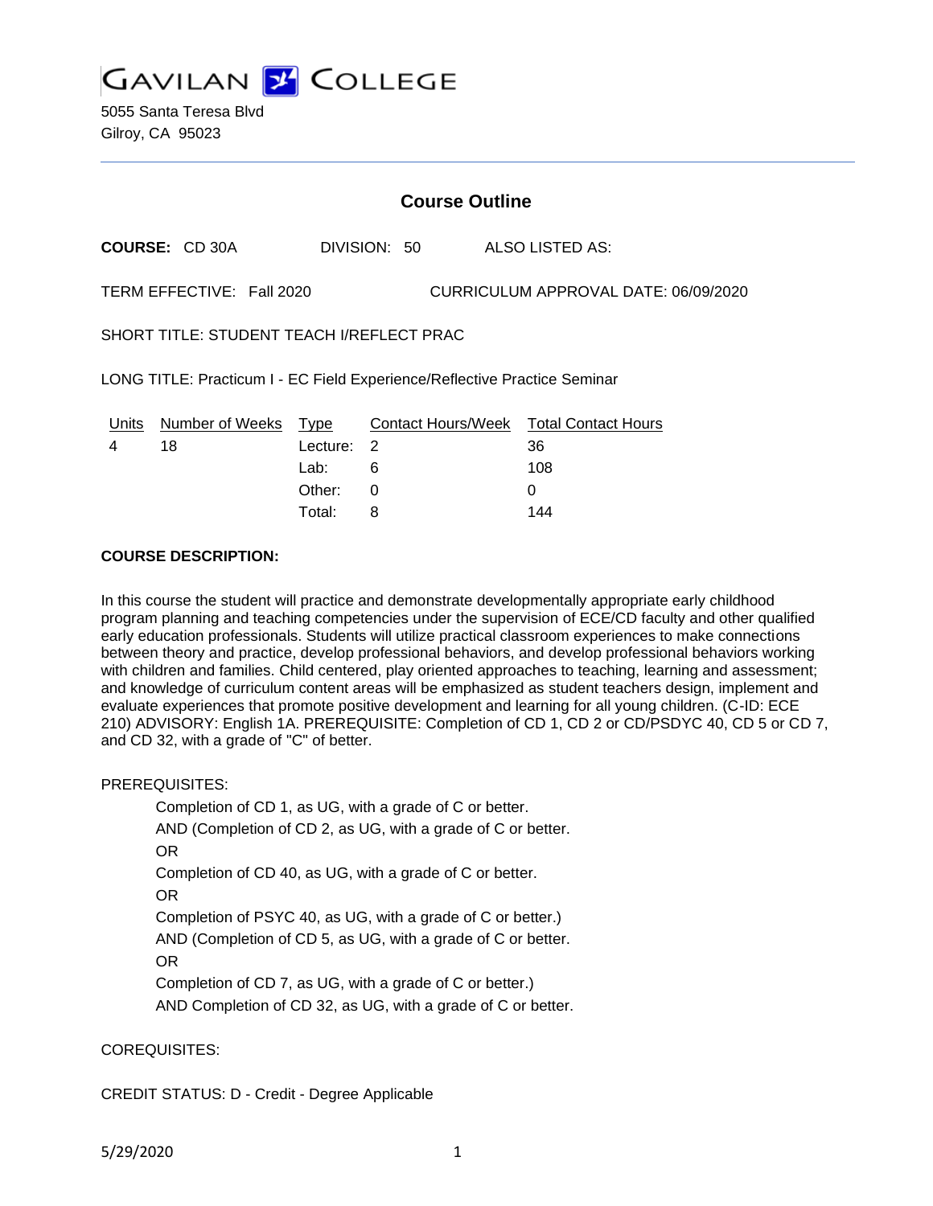# GAVILAN COLLEGE

5055 Santa Teresa Blvd
Gilroy, CA 95023

## Course Outline

**COURSE:** CD 30A DIVISION: 50 ALSO LISTED AS:

TERM EFFECTIVE: Fall 2020 CURRICULUM APPROVAL DATE: 06/09/2020

SHORT TITLE: STUDENT TEACH I/REFLECT PRAC

LONG TITLE: Practicum I - EC Field Experience/Reflective Practice Seminar

| Units | Number of Weeks | Type | Contact Hours/Week | Total Contact Hours |
|---|---|---|---|---|
| 4 | 18 | Lecture: | 2 | 36 |
| | | Lab: | 6 | 108 |
| | | Other: | 0 | 0 |
| | | Total: | 8 | 144 |

**COURSE DESCRIPTION:**

In this course the student will practice and demonstrate developmentally appropriate early childhood program planning and teaching competencies under the supervision of ECE/CD faculty and other qualified early education professionals. Students will utilize practical classroom experiences to make connections between theory and practice, develop professional behaviors, and develop professional behaviors working with children and families. Child centered, play oriented approaches to teaching, learning and assessment; and knowledge of curriculum content areas will be emphasized as student teachers design, implement and evaluate experiences that promote positive development and learning for all young children. (C-ID: ECE 210) ADVISORY: English 1A. PREREQUISITE: Completion of CD 1, CD 2 or CD/PSDYC 40, CD 5 or CD 7, and CD 32, with a grade of "C" of better.

PREREQUISITES:

Completion of CD 1, as UG, with a grade of C or better.
AND (Completion of CD 2, as UG, with a grade of C or better.
OR
Completion of CD 40, as UG, with a grade of C or better.
OR
Completion of PSYC 40, as UG, with a grade of C or better.)
AND (Completion of CD 5, as UG, with a grade of C or better.
OR
Completion of CD 7, as UG, with a grade of C or better.)
AND Completion of CD 32, as UG, with a grade of C or better.

COREQUISITES:

CREDIT STATUS: D - Credit - Degree Applicable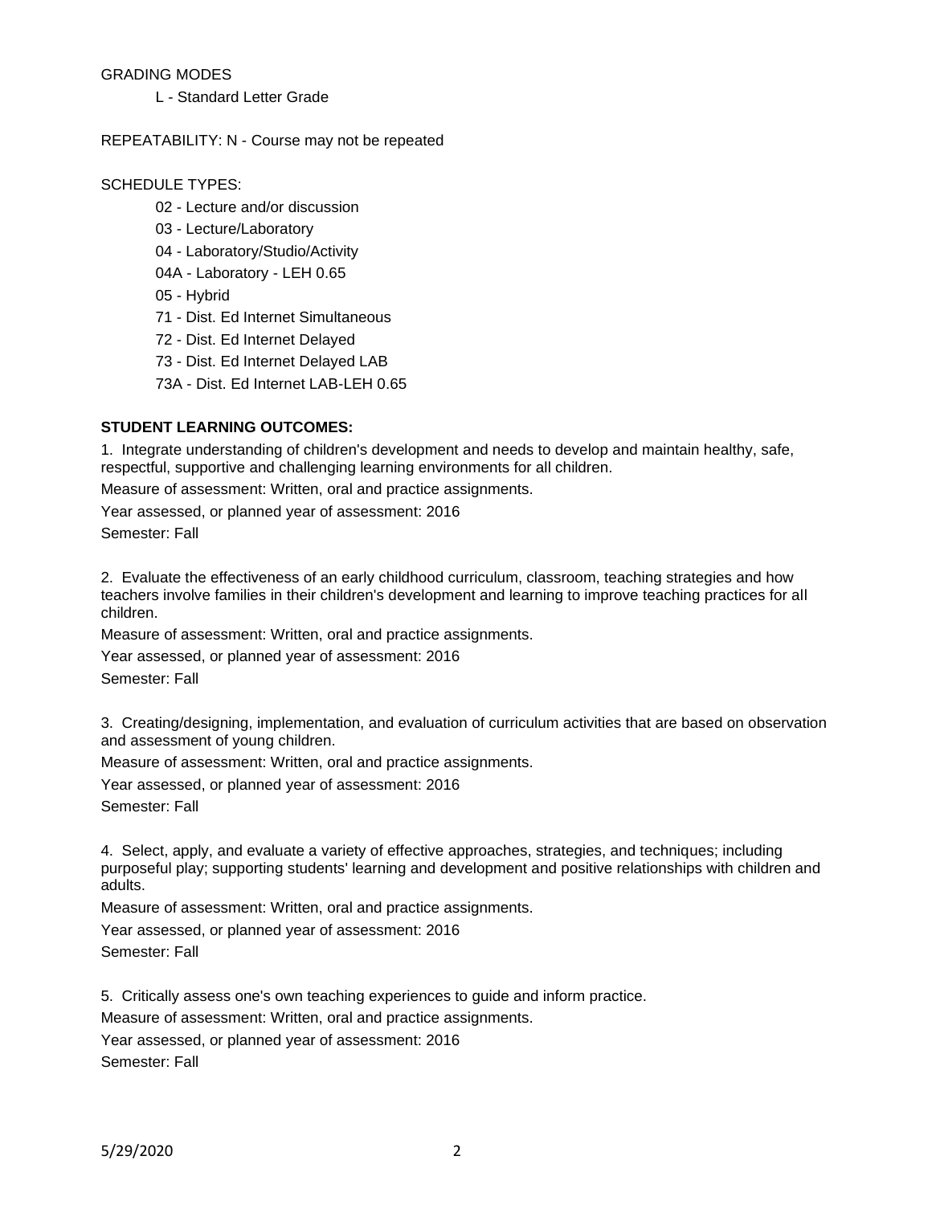GRADING MODES

L - Standard Letter Grade

REPEATABILITY: N - Course may not be repeated

SCHEDULE TYPES:

02 - Lecture and/or discussion

03 - Lecture/Laboratory

04 - Laboratory/Studio/Activity

04A - Laboratory - LEH 0.65

05 - Hybrid

71 - Dist. Ed Internet Simultaneous

72 - Dist. Ed Internet Delayed

73 - Dist. Ed Internet Delayed LAB

73A - Dist. Ed Internet LAB-LEH 0.65

**STUDENT LEARNING OUTCOMES:**

1. Integrate understanding of children's development and needs to develop and maintain healthy, safe, respectful, supportive and challenging learning environments for all children.

Measure of assessment: Written, oral and practice assignments.

Year assessed, or planned year of assessment: 2016

Semester: Fall

2. Evaluate the effectiveness of an early childhood curriculum, classroom, teaching strategies and how teachers involve families in their children's development and learning to improve teaching practices for all children.

Measure of assessment: Written, oral and practice assignments.

Year assessed, or planned year of assessment: 2016

Semester: Fall

3. Creating/designing, implementation, and evaluation of curriculum activities that are based on observation and assessment of young children.

Measure of assessment: Written, oral and practice assignments.

Year assessed, or planned year of assessment: 2016

Semester: Fall

4. Select, apply, and evaluate a variety of effective approaches, strategies, and techniques; including purposeful play; supporting students' learning and development and positive relationships with children and adults.

Measure of assessment: Written, oral and practice assignments.

Year assessed, or planned year of assessment: 2016

Semester: Fall

5. Critically assess one's own teaching experiences to guide and inform practice.

Measure of assessment: Written, oral and practice assignments.

Year assessed, or planned year of assessment: 2016

Semester: Fall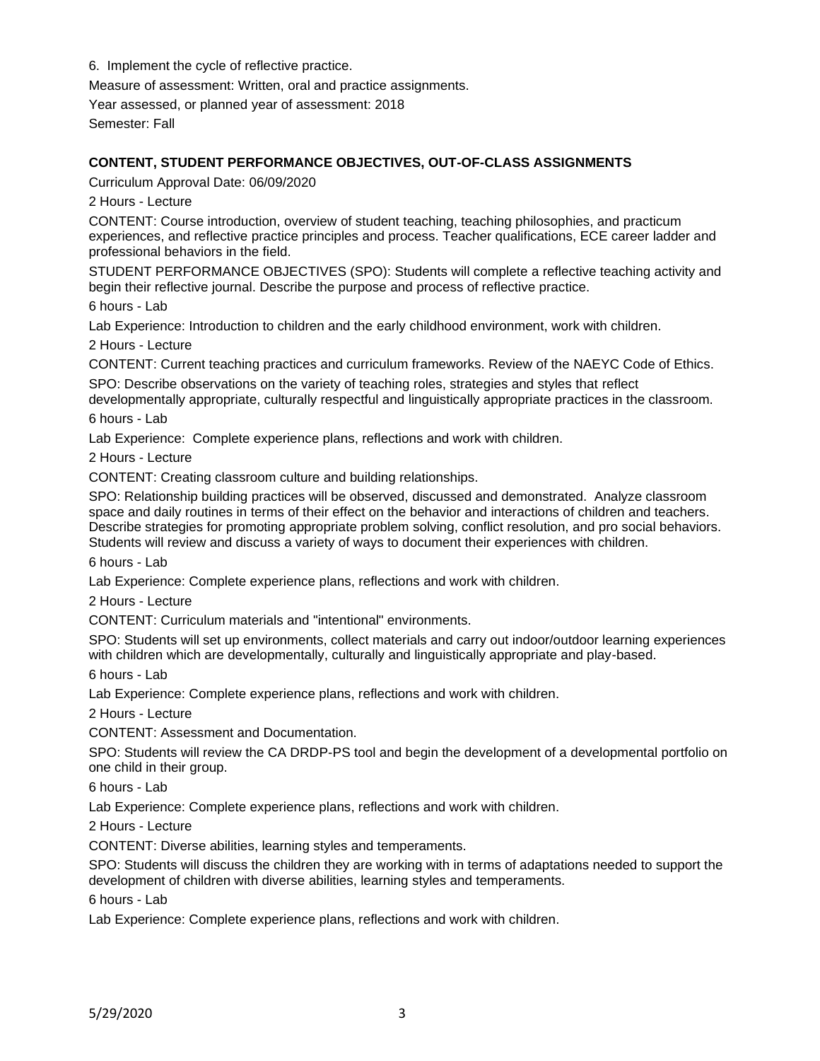6. Implement the cycle of reflective practice.

Measure of assessment: Written, oral and practice assignments.

Year assessed, or planned year of assessment: 2018

Semester: Fall

**CONTENT, STUDENT PERFORMANCE OBJECTIVES, OUT-OF-CLASS ASSIGNMENTS**

Curriculum Approval Date: 06/09/2020

2 Hours - Lecture

CONTENT: Course introduction, overview of student teaching, teaching philosophies, and practicum experiences, and reflective practice principles and process. Teacher qualifications, ECE career ladder and professional behaviors in the field.

STUDENT PERFORMANCE OBJECTIVES (SPO): Students will complete a reflective teaching activity and begin their reflective journal. Describe the purpose and process of reflective practice.

6 hours - Lab

Lab Experience: Introduction to children and the early childhood environment, work with children.

2 Hours - Lecture

CONTENT: Current teaching practices and curriculum frameworks. Review of the NAEYC Code of Ethics.

SPO: Describe observations on the variety of teaching roles, strategies and styles that reflect developmentally appropriate, culturally respectful and linguistically appropriate practices in the classroom.

6 hours - Lab

Lab Experience: Complete experience plans, reflections and work with children.

2 Hours - Lecture

CONTENT: Creating classroom culture and building relationships.

SPO: Relationship building practices will be observed, discussed and demonstrated. Analyze classroom space and daily routines in terms of their effect on the behavior and interactions of children and teachers. Describe strategies for promoting appropriate problem solving, conflict resolution, and pro social behaviors. Students will review and discuss a variety of ways to document their experiences with children.

6 hours - Lab

Lab Experience: Complete experience plans, reflections and work with children.

2 Hours - Lecture

CONTENT: Curriculum materials and "intentional" environments.

SPO: Students will set up environments, collect materials and carry out indoor/outdoor learning experiences with children which are developmentally, culturally and linguistically appropriate and play-based.

6 hours - Lab

Lab Experience: Complete experience plans, reflections and work with children.

2 Hours - Lecture

CONTENT: Assessment and Documentation.

SPO: Students will review the CA DRDP-PS tool and begin the development of a developmental portfolio on one child in their group.

6 hours - Lab

Lab Experience: Complete experience plans, reflections and work with children.

2 Hours - Lecture

CONTENT: Diverse abilities, learning styles and temperaments.

SPO: Students will discuss the children they are working with in terms of adaptations needed to support the development of children with diverse abilities, learning styles and temperaments.

6 hours - Lab

Lab Experience: Complete experience plans, reflections and work with children.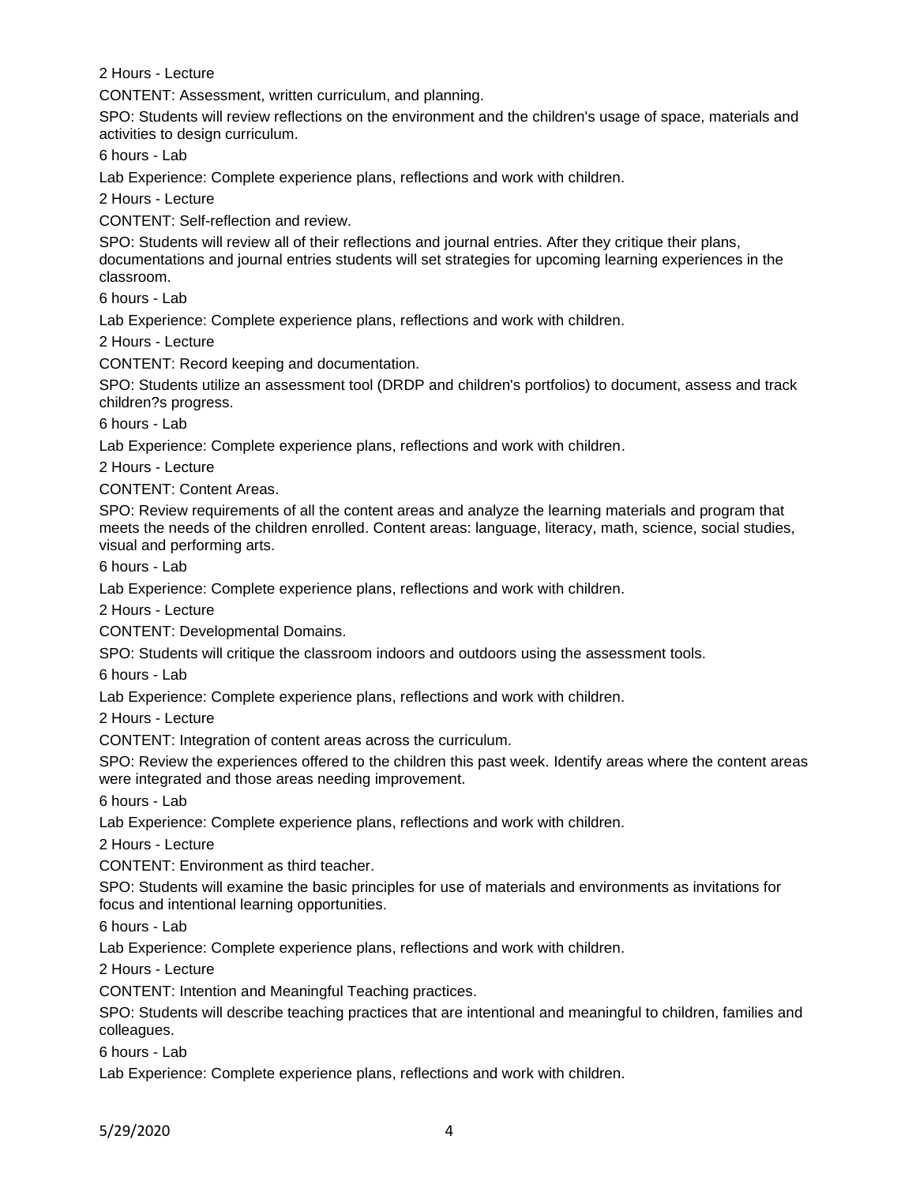2 Hours - Lecture

CONTENT: Assessment, written curriculum, and planning.

SPO: Students will review reflections on the environment and the children's usage of space, materials and activities to design curriculum.

6 hours - Lab

Lab Experience: Complete experience plans, reflections and work with children.

2 Hours - Lecture

CONTENT: Self-reflection and review.

SPO: Students will review all of their reflections and journal entries. After they critique their plans, documentations and journal entries students will set strategies for upcoming learning experiences in the classroom.

6 hours - Lab

Lab Experience: Complete experience plans, reflections and work with children.

2 Hours - Lecture

CONTENT: Record keeping and documentation.

SPO: Students utilize an assessment tool (DRDP and children's portfolios) to document, assess and track children?s progress.

6 hours - Lab

Lab Experience: Complete experience plans, reflections and work with children.

2 Hours - Lecture

CONTENT: Content Areas.

SPO: Review requirements of all the content areas and analyze the learning materials and program that meets the needs of the children enrolled. Content areas: language, literacy, math, science, social studies, visual and performing arts.

6 hours - Lab

Lab Experience: Complete experience plans, reflections and work with children.

2 Hours - Lecture

CONTENT: Developmental Domains.

SPO: Students will critique the classroom indoors and outdoors using the assessment tools.

6 hours - Lab

Lab Experience: Complete experience plans, reflections and work with children.

2 Hours - Lecture

CONTENT: Integration of content areas across the curriculum.

SPO: Review the experiences offered to the children this past week. Identify areas where the content areas were integrated and those areas needing improvement.

6 hours - Lab

Lab Experience: Complete experience plans, reflections and work with children.

2 Hours - Lecture

CONTENT: Environment as third teacher.

SPO: Students will examine the basic principles for use of materials and environments as invitations for focus and intentional learning opportunities.

6 hours - Lab

Lab Experience: Complete experience plans, reflections and work with children.

2 Hours - Lecture

CONTENT: Intention and Meaningful Teaching practices.

SPO: Students will describe teaching practices that are intentional and meaningful to children, families and colleagues.

6 hours - Lab

Lab Experience: Complete experience plans, reflections and work with children.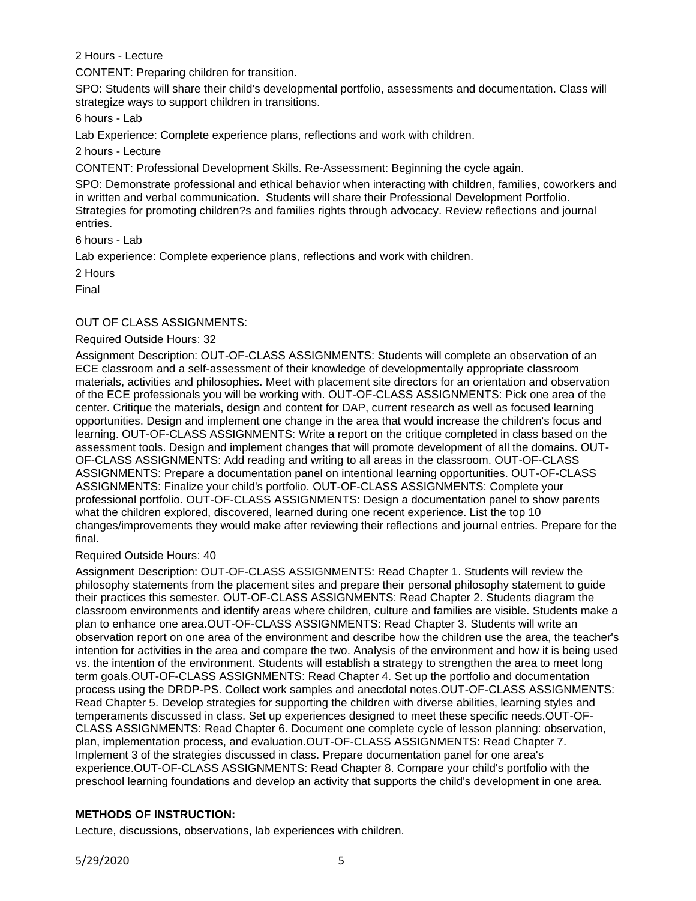2 Hours - Lecture

CONTENT: Preparing children for transition.

SPO: Students will share their child's developmental portfolio, assessments and documentation. Class will strategize ways to support children in transitions.

6 hours - Lab

Lab Experience: Complete experience plans, reflections and work with children.

2 hours - Lecture

CONTENT: Professional Development Skills. Re-Assessment: Beginning the cycle again.

SPO: Demonstrate professional and ethical behavior when interacting with children, families, coworkers and in written and verbal communication. Students will share their Professional Development Portfolio. Strategies for promoting children?s and families rights through advocacy. Review reflections and journal entries.

6 hours - Lab

Lab experience: Complete experience plans, reflections and work with children.

2 Hours

Final

OUT OF CLASS ASSIGNMENTS:

Required Outside Hours: 32

Assignment Description: OUT-OF-CLASS ASSIGNMENTS: Students will complete an observation of an ECE classroom and a self-assessment of their knowledge of developmentally appropriate classroom materials, activities and philosophies. Meet with placement site directors for an orientation and observation of the ECE professionals you will be working with. OUT-OF-CLASS ASSIGNMENTS: Pick one area of the center. Critique the materials, design and content for DAP, current research as well as focused learning opportunities. Design and implement one change in the area that would increase the children's focus and learning. OUT-OF-CLASS ASSIGNMENTS: Write a report on the critique completed in class based on the assessment tools. Design and implement changes that will promote development of all the domains. OUT-OF-CLASS ASSIGNMENTS: Add reading and writing to all areas in the classroom. OUT-OF-CLASS ASSIGNMENTS: Prepare a documentation panel on intentional learning opportunities. OUT-OF-CLASS ASSIGNMENTS: Finalize your child's portfolio. OUT-OF-CLASS ASSIGNMENTS: Complete your professional portfolio. OUT-OF-CLASS ASSIGNMENTS: Design a documentation panel to show parents what the children explored, discovered, learned during one recent experience. List the top 10 changes/improvements they would make after reviewing their reflections and journal entries. Prepare for the final.

Required Outside Hours: 40

Assignment Description: OUT-OF-CLASS ASSIGNMENTS: Read Chapter 1. Students will review the philosophy statements from the placement sites and prepare their personal philosophy statement to guide their practices this semester. OUT-OF-CLASS ASSIGNMENTS: Read Chapter 2. Students diagram the classroom environments and identify areas where children, culture and families are visible. Students make a plan to enhance one area.OUT-OF-CLASS ASSIGNMENTS: Read Chapter 3. Students will write an observation report on one area of the environment and describe how the children use the area, the teacher's intention for activities in the area and compare the two. Analysis of the environment and how it is being used vs. the intention of the environment. Students will establish a strategy to strengthen the area to meet long term goals.OUT-OF-CLASS ASSIGNMENTS: Read Chapter 4. Set up the portfolio and documentation process using the DRDP-PS. Collect work samples and anecdotal notes.OUT-OF-CLASS ASSIGNMENTS: Read Chapter 5. Develop strategies for supporting the children with diverse abilities, learning styles and temperaments discussed in class. Set up experiences designed to meet these specific needs.OUT-OF-CLASS ASSIGNMENTS: Read Chapter 6. Document one complete cycle of lesson planning: observation, plan, implementation process, and evaluation.OUT-OF-CLASS ASSIGNMENTS: Read Chapter 7. Implement 3 of the strategies discussed in class. Prepare documentation panel for one area's experience.OUT-OF-CLASS ASSIGNMENTS: Read Chapter 8. Compare your child's portfolio with the preschool learning foundations and develop an activity that supports the child's development in one area.

**METHODS OF INSTRUCTION:**

Lecture, discussions, observations, lab experiences with children.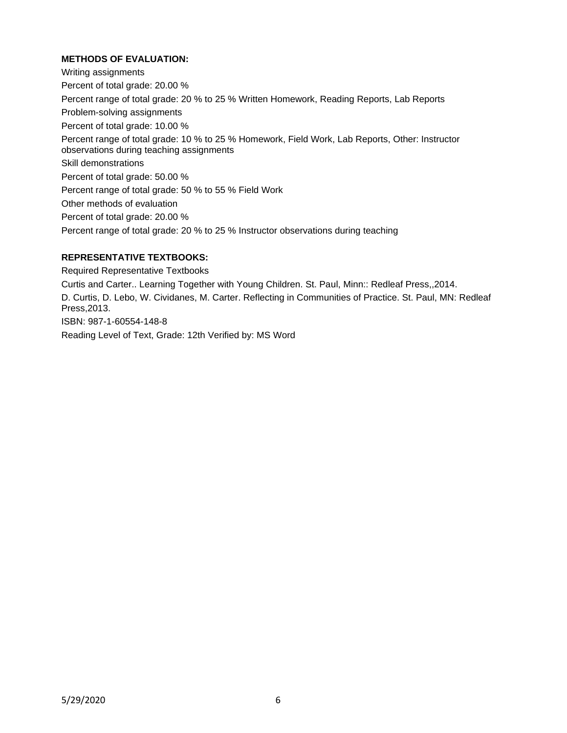**METHODS OF EVALUATION:**

Writing assignments

Percent of total grade: 20.00 %

Percent range of total grade: 20 % to 25 % Written Homework, Reading Reports, Lab Reports

Problem-solving assignments

Percent of total grade: 10.00 %

Percent range of total grade: 10 % to 25 % Homework, Field Work, Lab Reports, Other: Instructor observations during teaching assignments

Skill demonstrations

Percent of total grade: 50.00 %

Percent range of total grade: 50 % to 55 % Field Work

Other methods of evaluation

Percent of total grade: 20.00 %

Percent range of total grade: 20 % to 25 % Instructor observations during teaching

**REPRESENTATIVE TEXTBOOKS:**

Required Representative Textbooks

Curtis and Carter.. Learning Together with Young Children. St. Paul, Minn:: Redleaf Press,,2014.

D. Curtis, D. Lebo, W. Cividanes, M. Carter. Reflecting in Communities of Practice. St. Paul, MN: Redleaf Press,2013.

ISBN: 987-1-60554-148-8

Reading Level of Text, Grade: 12th Verified by: MS Word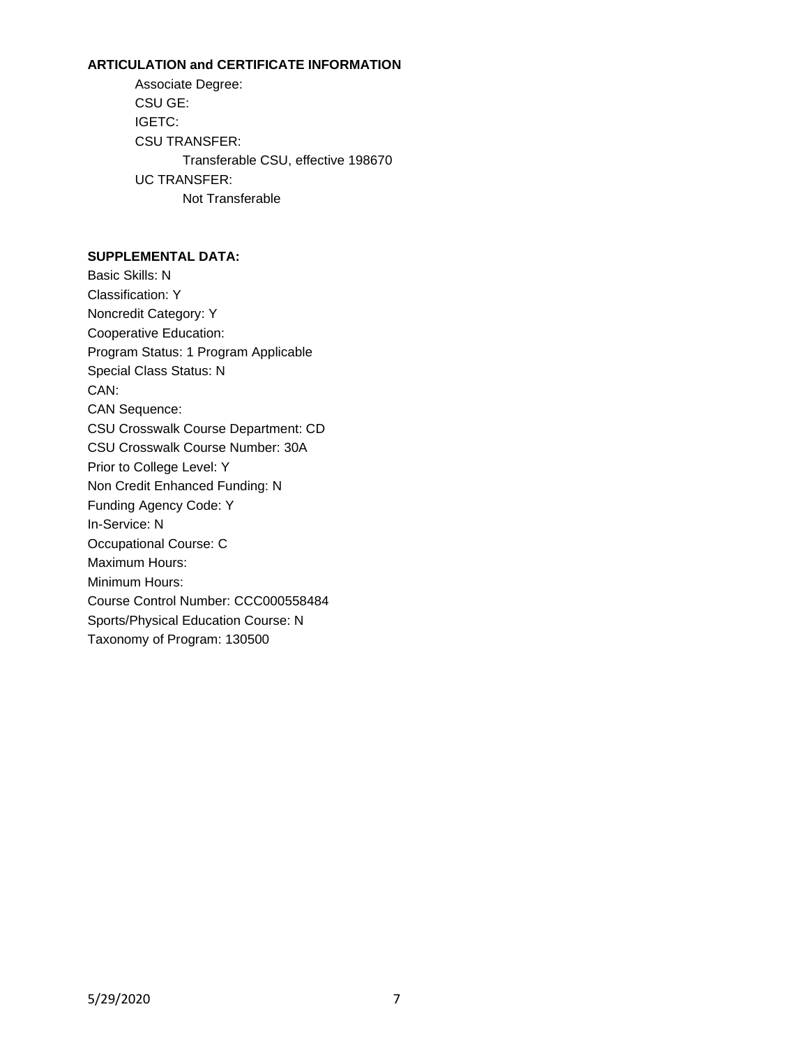**ARTICULATION and CERTIFICATE INFORMATION**

Associate Degree:
CSU GE:
IGETC:
CSU TRANSFER:
  Transferable CSU, effective 198670
UC TRANSFER:
  Not Transferable

**SUPPLEMENTAL DATA:**

Basic Skills: N
Classification: Y
Noncredit Category: Y
Cooperative Education:
Program Status: 1 Program Applicable
Special Class Status: N
CAN:
CAN Sequence:
CSU Crosswalk Course Department: CD
CSU Crosswalk Course Number: 30A
Prior to College Level: Y
Non Credit Enhanced Funding: N
Funding Agency Code: Y
In-Service: N
Occupational Course: C
Maximum Hours:
Minimum Hours:
Course Control Number: CCC000558484
Sports/Physical Education Course: N
Taxonomy of Program: 130500